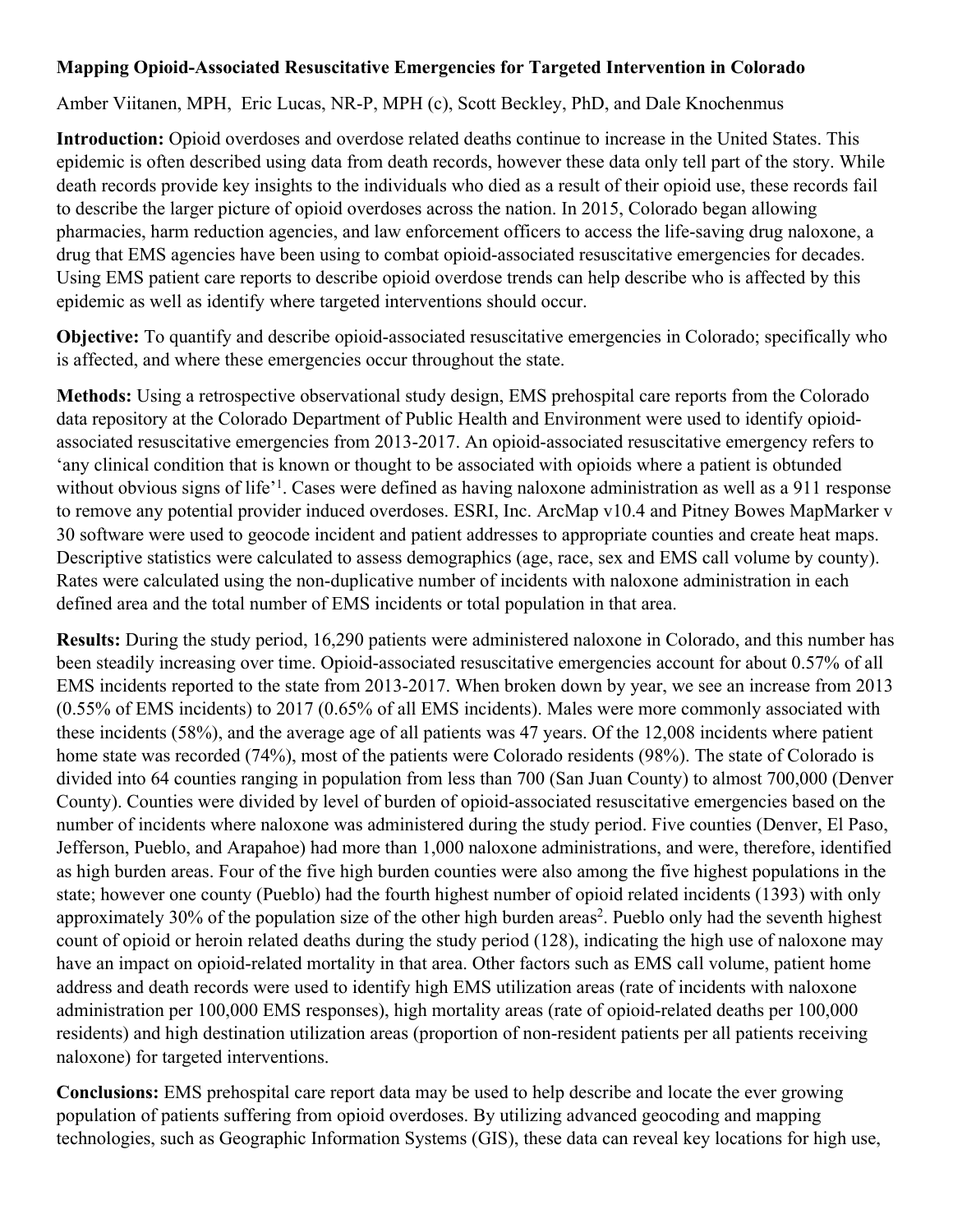**Mapping Opioid-Associated Resuscitative Emergencies for Targeted Intervention in Colorado**

Amber Viitanen, MPH, Eric Lucas, NR-P, MPH (c), Scott Beckley, PhD, and Dale Knochenmus

**Introduction:** Opioid overdoses and overdose related deaths continue to increase in the United States. This epidemic is often described using data from death records, however these data only tell part of the story. While death records provide key insights to the individuals who died as a result of their opioid use, these records fail to describe the larger picture of opioid overdoses across the nation. In 2015, Colorado began allowing pharmacies, harm reduction agencies, and law enforcement officers to access the life-saving drug naloxone, a drug that EMS agencies have been using to combat opioid-associated resuscitative emergencies for decades. Using EMS patient care reports to describe opioid overdose trends can help describe who is affected by this epidemic as well as identify where targeted interventions should occur.

**Objective:** To quantify and describe opioid-associated resuscitative emergencies in Colorado; specifically who is affected, and where these emergencies occur throughout the state.

**Methods:** Using a retrospective observational study design, EMS prehospital care reports from the Colorado data repository at the Colorado Department of Public Health and Environment were used to identify opioid-associated resuscitative emergencies from 2013-2017. An opioid-associated resuscitative emergency refers to 'any clinical condition that is known or thought to be associated with opioids where a patient is obtunded without obvious signs of life'[1]. Cases were defined as having naloxone administration as well as a 911 response to remove any potential provider induced overdoses. ESRI, Inc. ArcMap v10.4 and Pitney Bowes MapMarker v 30 software were used to geocode incident and patient addresses to appropriate counties and create heat maps. Descriptive statistics were calculated to assess demographics (age, race, sex and EMS call volume by county). Rates were calculated using the non-duplicative number of incidents with naloxone administration in each defined area and the total number of EMS incidents or total population in that area.

**Results:** During the study period, 16,290 patients were administered naloxone in Colorado, and this number has been steadily increasing over time. Opioid-associated resuscitative emergencies account for about 0.57% of all EMS incidents reported to the state from 2013-2017. When broken down by year, we see an increase from 2013 (0.55% of EMS incidents) to 2017 (0.65% of all EMS incidents). Males were more commonly associated with these incidents (58%), and the average age of all patients was 47 years. Of the 12,008 incidents where patient home state was recorded (74%), most of the patients were Colorado residents (98%). The state of Colorado is divided into 64 counties ranging in population from less than 700 (San Juan County) to almost 700,000 (Denver County). Counties were divided by level of burden of opioid-associated resuscitative emergencies based on the number of incidents where naloxone was administered during the study period. Five counties (Denver, El Paso, Jefferson, Pueblo, and Arapahoe) had more than 1,000 naloxone administrations, and were, therefore, identified as high burden areas. Four of the five high burden counties were also among the five highest populations in the state; however one county (Pueblo) had the fourth highest number of opioid related incidents (1393) with only approximately 30% of the population size of the other high burden areas[2]. Pueblo only had the seventh highest count of opioid or heroin related deaths during the study period (128), indicating the high use of naloxone may have an impact on opioid-related mortality in that area. Other factors such as EMS call volume, patient home address and death records were used to identify high EMS utilization areas (rate of incidents with naloxone administration per 100,000 EMS responses), high mortality areas (rate of opioid-related deaths per 100,000 residents) and high destination utilization areas (proportion of non-resident patients per all patients receiving naloxone) for targeted interventions.

**Conclusions:** EMS prehospital care report data may be used to help describe and locate the ever growing population of patients suffering from opioid overdoses. By utilizing advanced geocoding and mapping technologies, such as Geographic Information Systems (GIS), these data can reveal key locations for high use,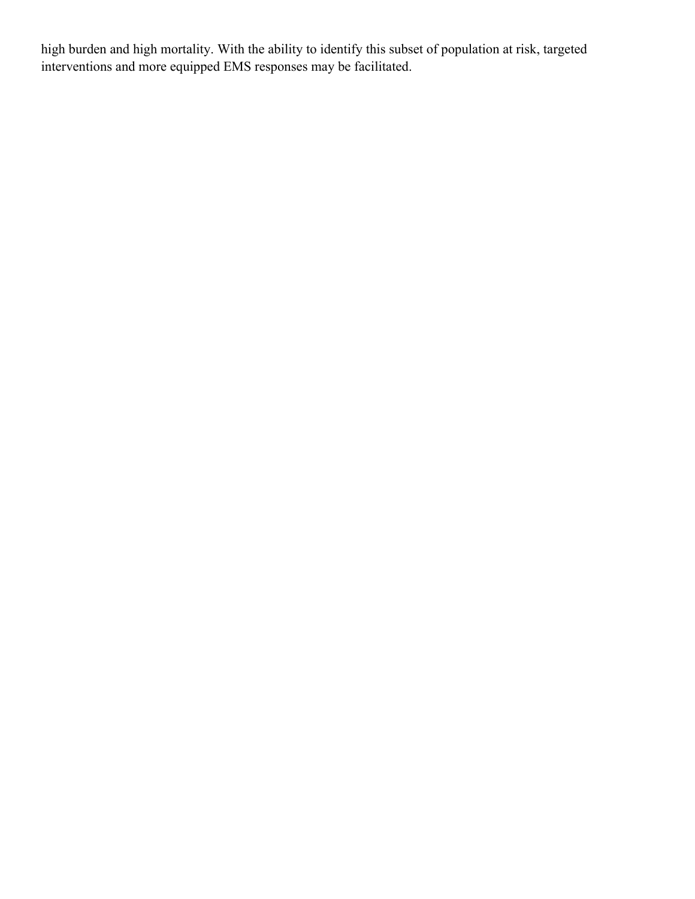high burden and high mortality. With the ability to identify this subset of population at risk, targeted interventions and more equipped EMS responses may be facilitated.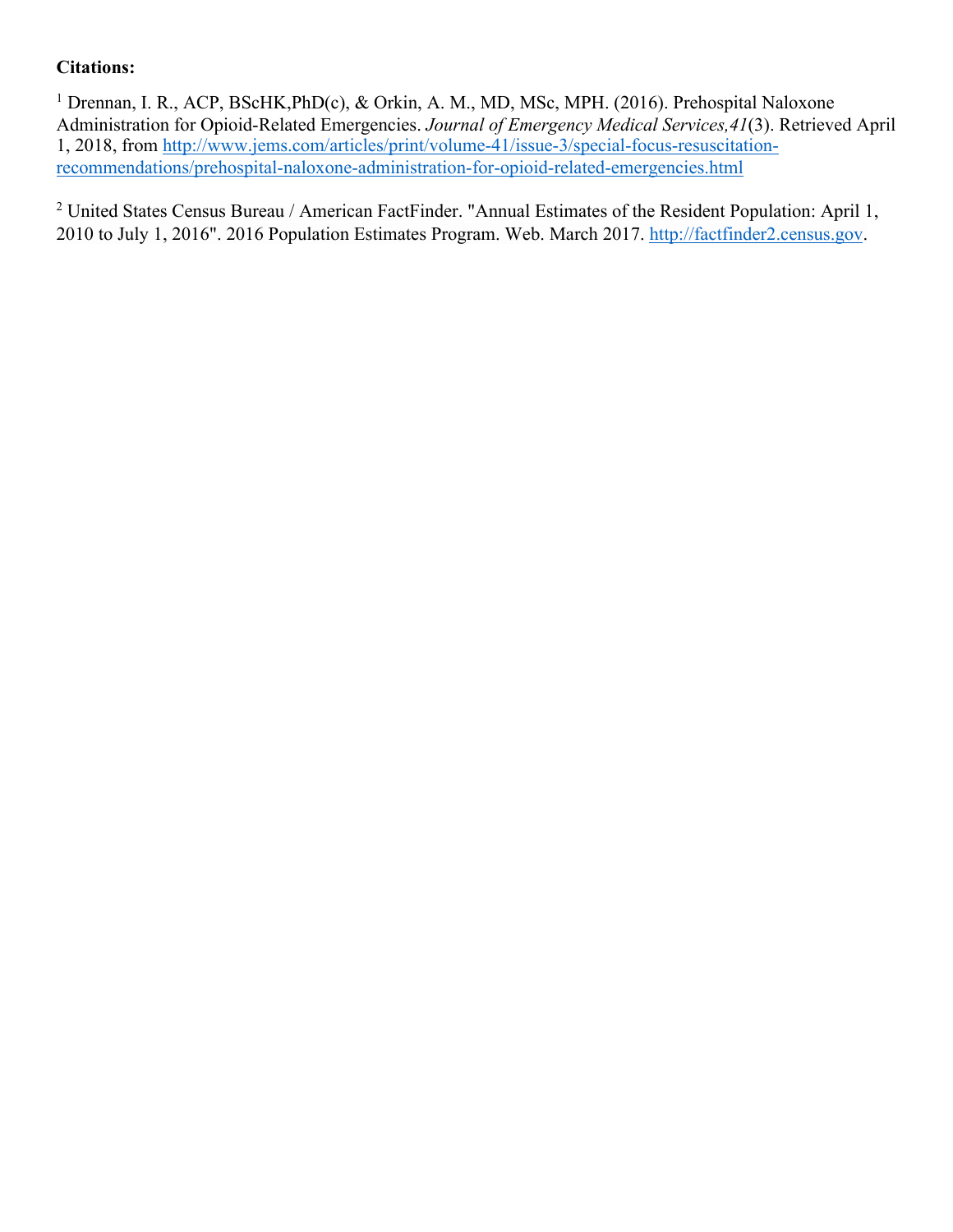**Citations:**

[1] Drennan, I. R., ACP, BScHK,PhD(c), & Orkin, A. M., MD, MSc, MPH. (2016). Prehospital Naloxone Administration for Opioid-Related Emergencies. *Journal of Emergency Medical Services,41*(3). Retrieved April 1, 2018, from http://www.jems.com/articles/print/volume-41/issue-3/special-focus-resuscitation-recommendations/prehospital-naloxone-administration-for-opioid-related-emergencies.html

[2] United States Census Bureau / American FactFinder. "Annual Estimates of the Resident Population: April 1, 2010 to July 1, 2016". 2016 Population Estimates Program. Web. March 2017. http://factfinder2.census.gov.